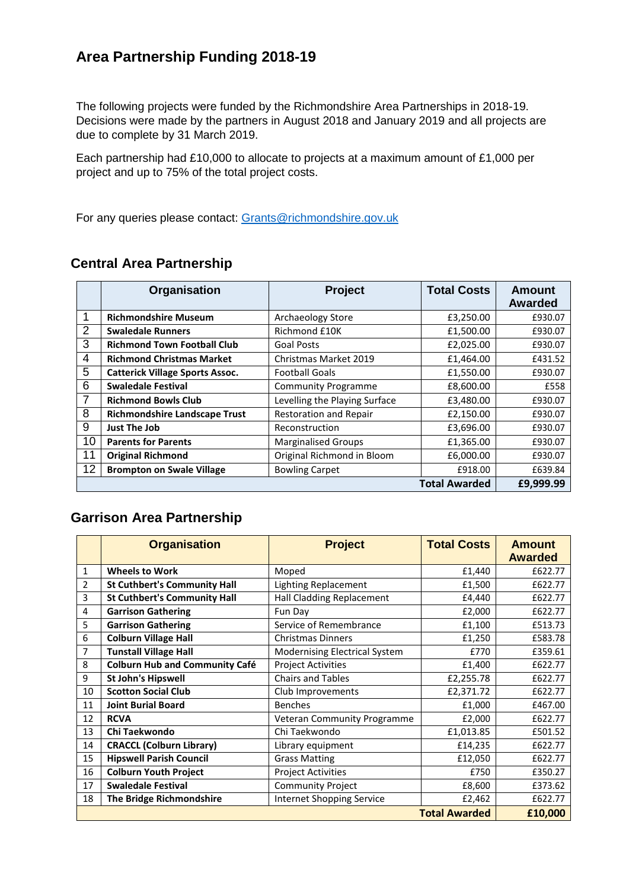# Area Partnership Funding 2018-19

The following projects were funded by the Richmondshire Area Partnerships in 2018-19. Decisions were made by the partners in August 2018 and January 2019 and all projects are due to complete by 31 March 2019.

Each partnership had £10,000 to allocate to projects at a maximum amount of £1,000 per project and up to 75% of the total project costs.

For any queries please contact: [Grants@richmondshire.gov.uk](mailto:Grants@richmondshire.gov.uk)

## Central Area Partnership

| | Organisation | Project | Total Costs | Amount Awarded |
|---|---|---|---|---|
| 1 | **Richmondshire Museum** | Archaeology Store | £3,250.00 | £930.07 |
| 2 | **Swaledale Runners** | Richmond £10K | £1,500.00 | £930.07 |
| 3 | **Richmond Town Football Club** | Goal Posts | £2,025.00 | £930.07 |
| 4 | **Richmond Christmas Market** | Christmas Market 2019 | £1,464.00 | £431.52 |
| 5 | **Catterick Village Sports Assoc.** | Football Goals | £1,550.00 | £930.07 |
| 6 | **Swaledale Festival** | Community Programme | £8,600.00 | £558 |
| 7 | **Richmond Bowls Club** | Levelling the Playing Surface | £3,480.00 | £930.07 |
| 8 | **Richmondshire Landscape Trust** | Restoration and Repair | £2,150.00 | £930.07 |
| 9 | **Just The Job** | Reconstruction | £3,696.00 | £930.07 |
| 10 | **Parents for Parents** | Marginalised Groups | £1,365.00 | £930.07 |
| 11 | **Original Richmond** | Original Richmond in Bloom | £6,000.00 | £930.07 |
| 12 | **Brompton on Swale Village** | Bowling Carpet | £918.00 | £639.84 |
| | | | **Total Awarded** | **£9,999.99** |

## Garrison Area Partnership

| | Organisation | Project | Total Costs | Amount Awarded |
|---|---|---|---|---|
| 1 | **Wheels to Work** | Moped | £1,440 | £622.77 |
| 2 | **St Cuthbert's Community Hall** | Lighting Replacement | £1,500 | £622.77 |
| 3 | **St Cuthbert's Community Hall** | Hall Cladding Replacement | £4,440 | £622.77 |
| 4 | **Garrison Gathering** | Fun Day | £2,000 | £622.77 |
| 5 | **Garrison Gathering** | Service of Remembrance | £1,100 | £513.73 |
| 6 | **Colburn Village Hall** | Christmas Dinners | £1,250 | £583.78 |
| 7 | **Tunstall Village Hall** | Modernising Electrical System | £770 | £359.61 |
| 8 | **Colburn Hub and Community Café** | Project Activities | £1,400 | £622.77 |
| 9 | **St John's Hipswell** | Chairs and Tables | £2,255.78 | £622.77 |
| 10 | **Scotton Social Club** | Club Improvements | £2,371.72 | £622.77 |
| 11 | **Joint Burial Board** | Benches | £1,000 | £467.00 |
| 12 | **RCVA** | Veteran Community Programme | £2,000 | £622.77 |
| 13 | **Chi Taekwondo** | Chi Taekwondo | £1,013.85 | £501.52 |
| 14 | **CRACCL (Colburn Library)** | Library equipment | £14,235 | £622.77 |
| 15 | **Hipswell Parish Council** | Grass Matting | £12,050 | £622.77 |
| 16 | **Colburn Youth Project** | Project Activities | £750 | £350.27 |
| 17 | **Swaledale Festival** | Community Project | £8,600 | £373.62 |
| 18 | **The Bridge Richmondshire** | Internet Shopping Service | £2,462 | £622.77 |
| | | | **Total Awarded** | **£10,000** |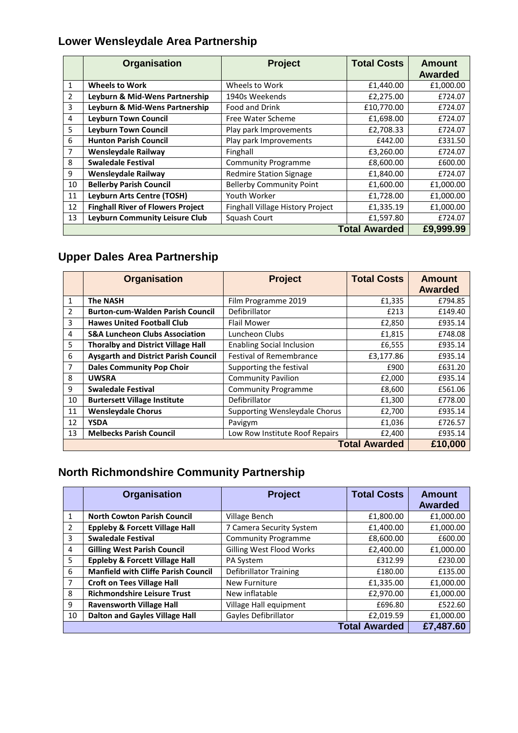## Lower Wensleydale Area Partnership

| | Organisation | Project | Total Costs | Amount Awarded |
|---|---|---|---|---|
| 1 | **Wheels to Work** | Wheels to Work | £1,440.00 | £1,000.00 |
| 2 | **Leyburn & Mid-Wens Partnership** | 1940s Weekends | £2,275.00 | £724.07 |
| 3 | **Leyburn & Mid-Wens Partnership** | Food and Drink | £10,770.00 | £724.07 |
| 4 | **Leyburn Town Council** | Free Water Scheme | £1,698.00 | £724.07 |
| 5 | **Leyburn Town Council** | Play park Improvements | £2,708.33 | £724.07 |
| 6 | **Hunton Parish Council** | Play park Improvements | £442.00 | £331.50 |
| 7 | **Wensleydale Railway** | Finghall | £3,260.00 | £724.07 |
| 8 | **Swaledale Festival** | Community Programme | £8,600.00 | £600.00 |
| 9 | **Wensleydale Railway** | Redmire Station Signage | £1,840.00 | £724.07 |
| 10 | **Bellerby Parish Council** | Bellerby Community Point | £1,600.00 | £1,000.00 |
| 11 | **Leyburn Arts Centre (TOSH)** | Youth Worker | £1,728.00 | £1,000.00 |
| 12 | **Finghall River of Flowers Project** | Finghall Village History Project | £1,335.19 | £1,000.00 |
| 13 | **Leyburn Community Leisure Club** | Squash Court | £1,597.80 | £724.07 |
| | | | **Total Awarded** | **£9,999.99** |

## Upper Dales Area Partnership

| | Organisation | Project | Total Costs | Amount Awarded |
|---|---|---|---|---|
| 1 | **The NASH** | Film Programme 2019 | £1,335 | £794.85 |
| 2 | **Burton-cum-Walden Parish Council** | Defibrillator | £213 | £149.40 |
| 3 | **Hawes United Football Club** | Flail Mower | £2,850 | £935.14 |
| 4 | **S&A Luncheon Clubs Association** | Luncheon Clubs | £1,815 | £748.08 |
| 5 | **Thoralby and District Village Hall** | Enabling Social Inclusion | £6,555 | £935.14 |
| 6 | **Aysgarth and District Parish Council** | Festival of Remembrance | £3,177.86 | £935.14 |
| 7 | **Dales Community Pop Choir** | Supporting the festival | £900 | £631.20 |
| 8 | **UWSRA** | Community Pavilion | £2,000 | £935.14 |
| 9 | **Swaledale Festival** | Community Programme | £8,600 | £561.06 |
| 10 | **Burtersett Village Institute** | Defibrillator | £1,300 | £778.00 |
| 11 | **Wensleydale Chorus** | Supporting Wensleydale Chorus | £2,700 | £935.14 |
| 12 | **YSDA** | Pavigym | £1,036 | £726.57 |
| 13 | **Melbecks Parish Council** | Low Row Institute Roof Repairs | £2,400 | £935.14 |
| | | | **Total Awarded** | **£10,000** |

## North Richmondshire Community Partnership

| | Organisation | Project | Total Costs | Amount Awarded |
|---|---|---|---|---|
| 1 | **North Cowton Parish Council** | Village Bench | £1,800.00 | £1,000.00 |
| 2 | **Eppleby & Forcett Village Hall** | 7 Camera Security System | £1,400.00 | £1,000.00 |
| 3 | **Swaledale Festival** | Community Programme | £8,600.00 | £600.00 |
| 4 | **Gilling West Parish Council** | Gilling West Flood Works | £2,400.00 | £1,000.00 |
| 5 | **Eppleby & Forcett Village Hall** | PA System | £312.99 | £230.00 |
| 6 | **Manfield with Cliffe Parish Council** | Defibrillator Training | £180.00 | £135.00 |
| 7 | **Croft on Tees Village Hall** | New Furniture | £1,335.00 | £1,000.00 |
| 8 | **Richmondshire Leisure Trust** | New inflatable | £2,970.00 | £1,000.00 |
| 9 | **Ravensworth Village Hall** | Village Hall equipment | £696.80 | £522.60 |
| 10 | **Dalton and Gayles Village Hall** | Gayles Defibrillator | £2,019.59 | £1,000.00 |
| | | | **Total Awarded** | **£7,487.60** |